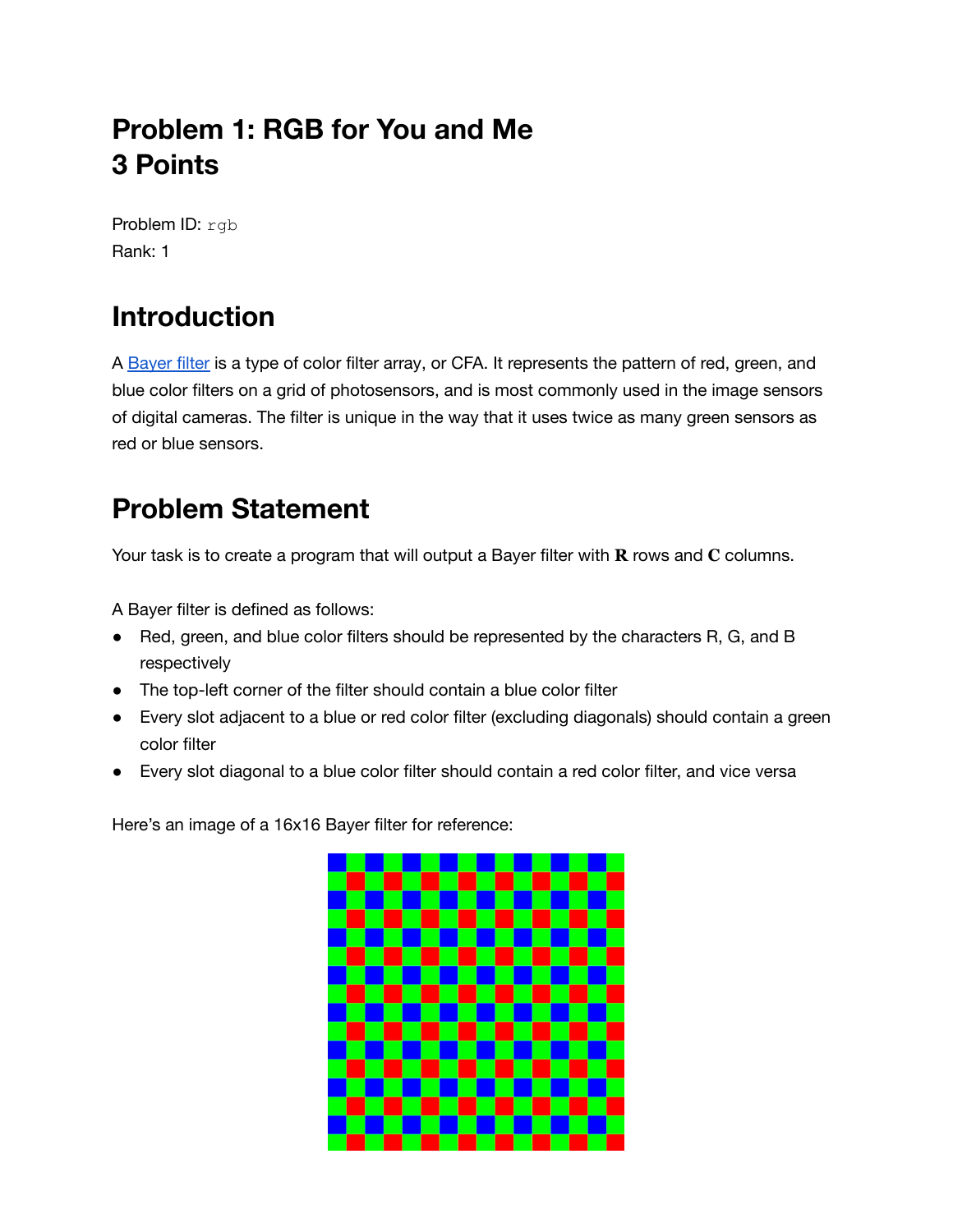# Problem 1: RGB for You and Me
# 3 Points

Problem ID: `rgb`

Rank: 1

## Introduction

A Bayer filter is a type of color filter array, or CFA. It represents the pattern of red, green, and blue color filters on a grid of photosensors, and is most commonly used in the image sensors of digital cameras. The filter is unique in the way that it uses twice as many green sensors as red or blue sensors.

## Problem Statement

Your task is to create a program that will output a Bayer filter with **R** rows and **C** columns.

A Bayer filter is defined as follows:

- Red, green, and blue color filters should be represented by the characters R, G, and B respectively
- The top-left corner of the filter should contain a blue color filter
- Every slot adjacent to a blue or red color filter (excluding diagonals) should contain a green color filter
- Every slot diagonal to a blue color filter should contain a red color filter, and vice versa

Here's an image of a 16x16 Bayer filter for reference: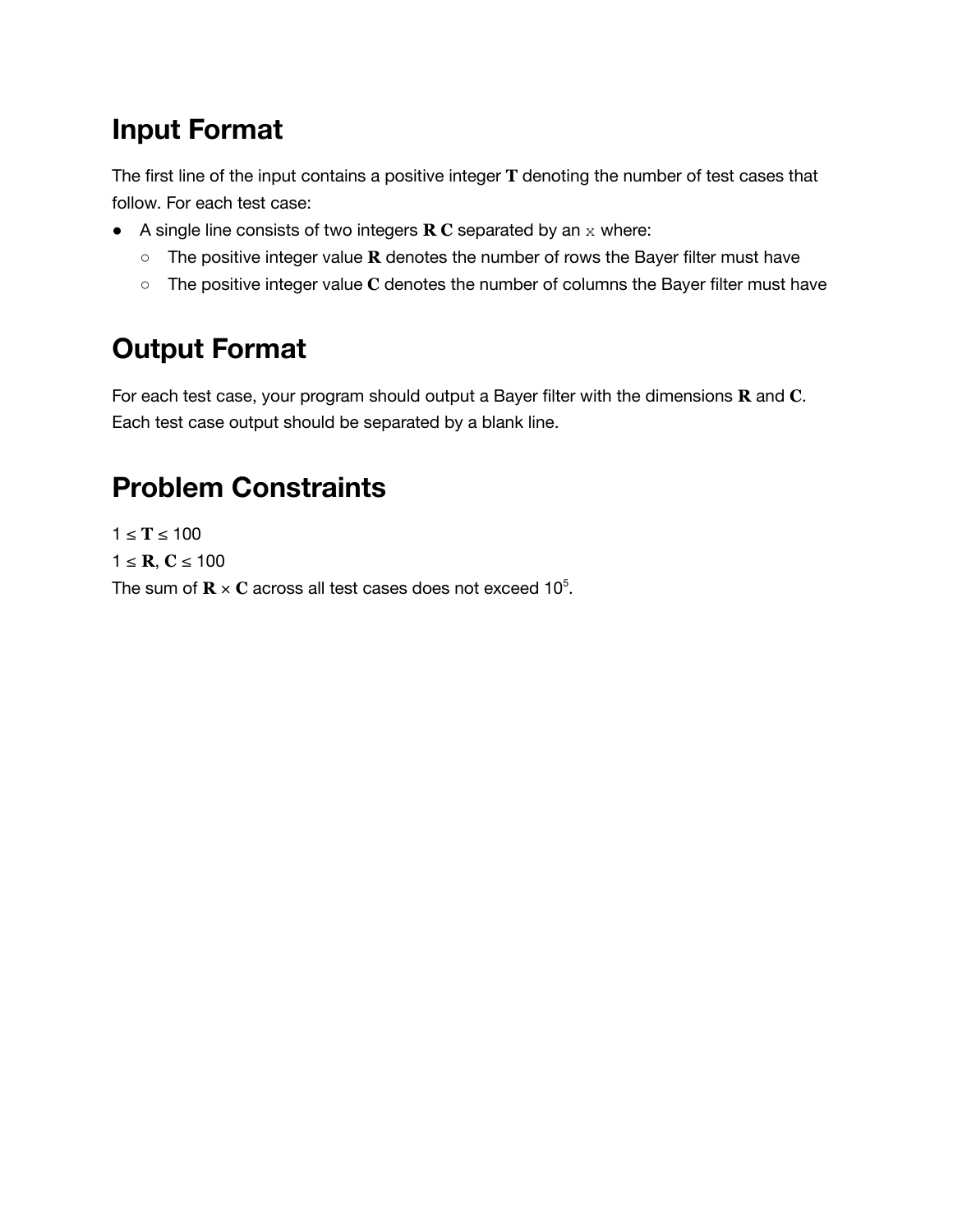## Input Format

The first line of the input contains a positive integer $\mathbf{T}$ denoting the number of test cases that follow. For each test case:

- A single line consists of two integers $\mathbf{R}$ $\mathbf{C}$ separated by an `x` where:
  - The positive integer value $\mathbf{R}$ denotes the number of rows the Bayer filter must have
  - The positive integer value $\mathbf{C}$ denotes the number of columns the Bayer filter must have

## Output Format

For each test case, your program should output a Bayer filter with the dimensions $\mathbf{R}$ and $\mathbf{C}$. Each test case output should be separated by a blank line.

## Problem Constraints

$1 \leq \mathbf{T} \leq 100$

$1 \leq \mathbf{R}, \mathbf{C} \leq 100$

The sum of $\mathbf{R} \times \mathbf{C}$ across all test cases does not exceed $10^5$.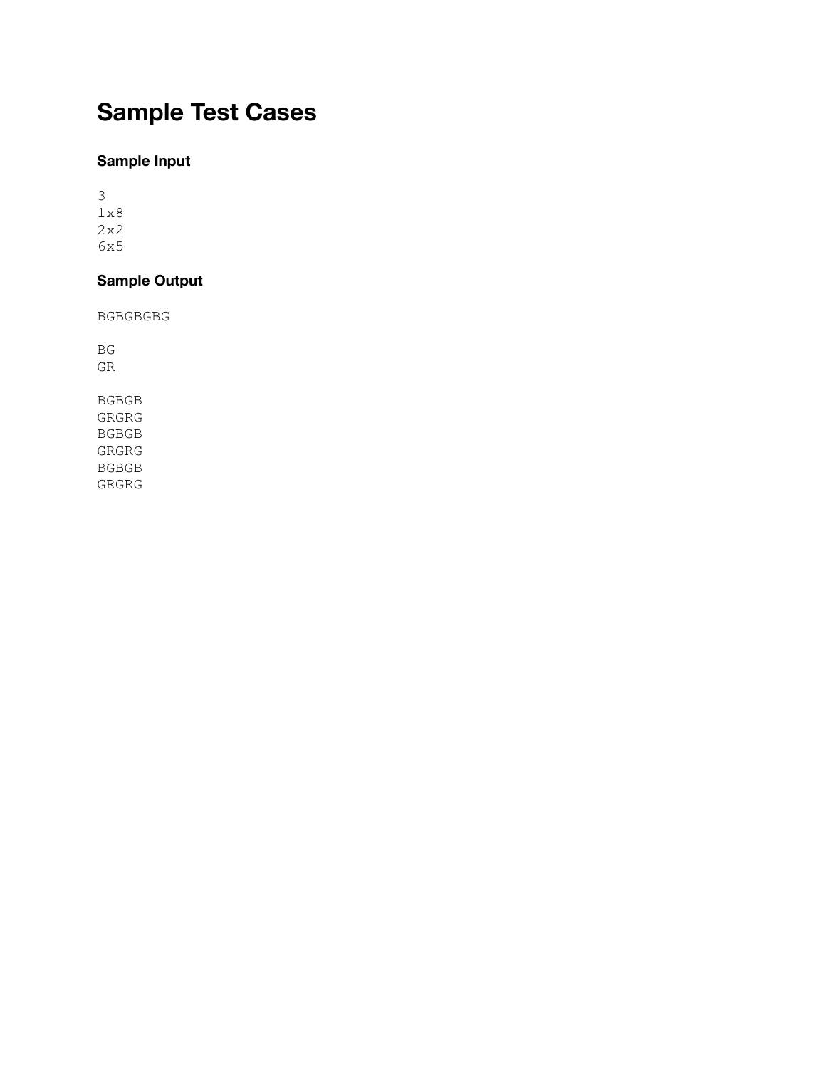# Sample Test Cases

### Sample Input

```
3
1x8
2x2
6x5
```

### Sample Output

```
BGBGBGBG

BG
GR

BGBGB
GRGRG
BGBGB
GRGRG
BGBGB
GRGRG
```